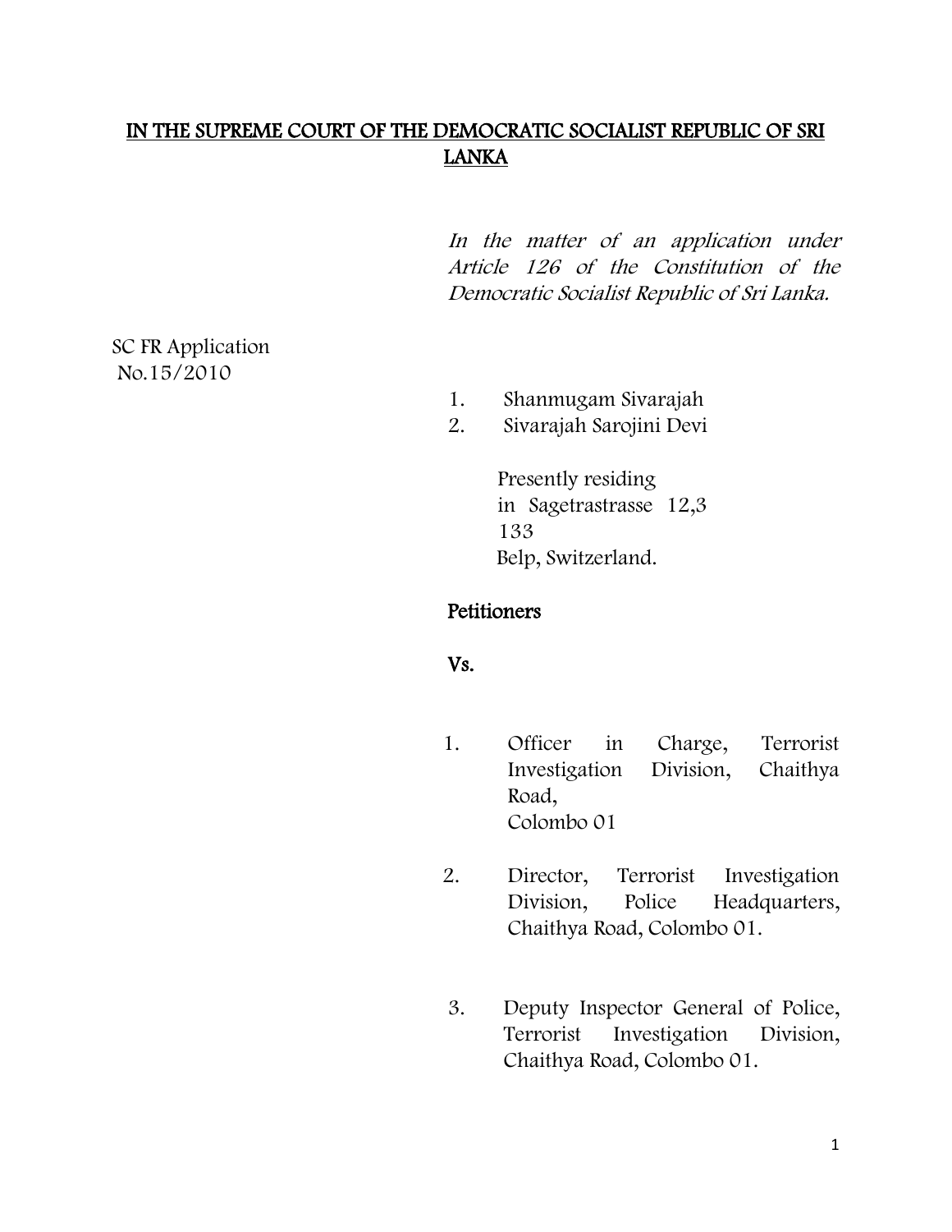**<u>IN THE SUPREME COURT OF THE DEMOCRATIC SOCIALIST REPUBLIC OF SRI LANKA</u>**

*In the matter of an application under Article 126 of the Constitution of the Democratic Socialist Republic of Sri Lanka.*

SC FR Application
No.15/2010

1. Shanmugam Sivarajah
2. Sivarajah Sarojini Devi

Presently residing
in Sagetrastrasse 12,3
133
Belp, Switzerland.

**Petitioners**

**Vs.**

1. Officer in Charge, Terrorist Investigation Division, Chaithya Road,
   Colombo 01

2. Director, Terrorist Investigation Division, Police Headquarters, Chaithya Road, Colombo 01.

3. Deputy Inspector General of Police, Terrorist Investigation Division, Chaithya Road, Colombo 01.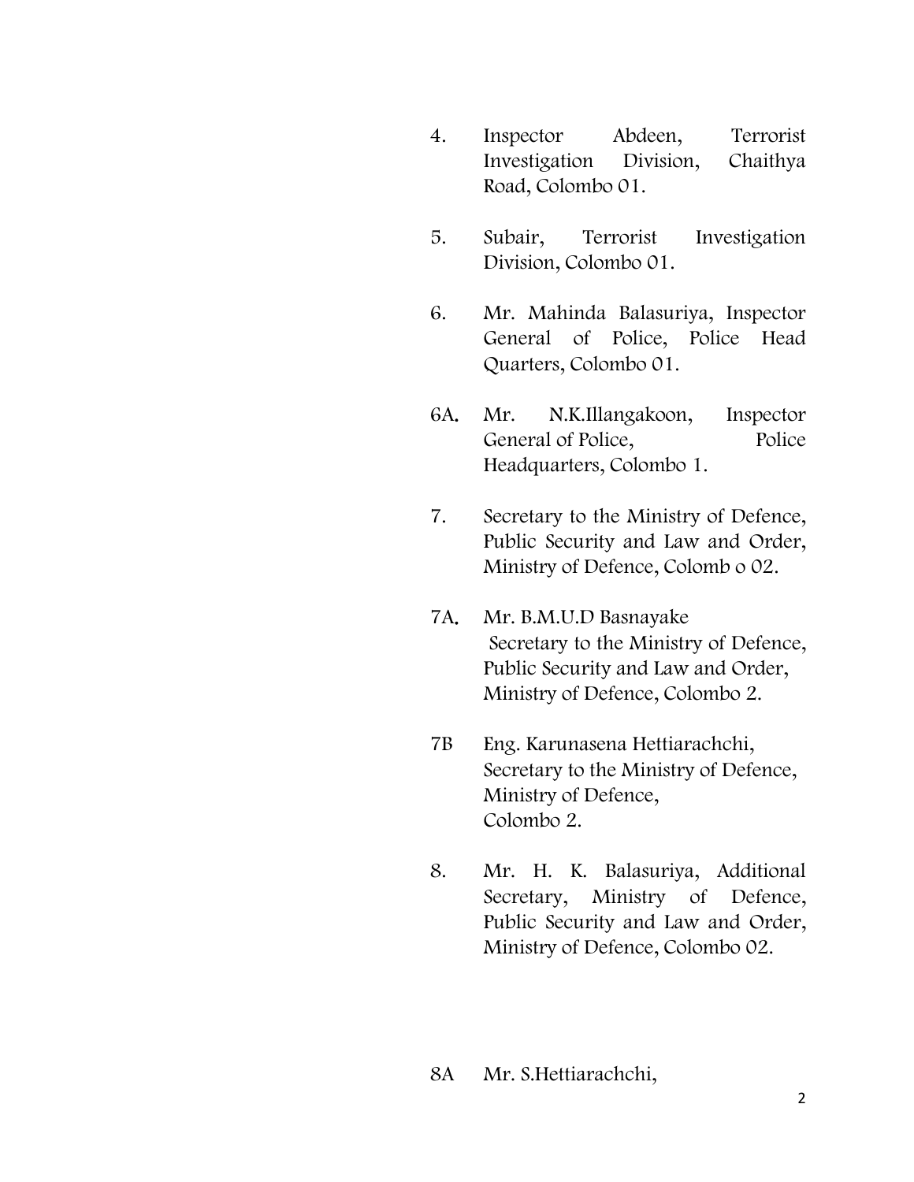4. Inspector Abdeen, Terrorist Investigation Division, Chaithya Road, Colombo 01.

5. Subair, Terrorist Investigation Division, Colombo 01.

6. Mr. Mahinda Balasuriya, Inspector General of Police, Police Head Quarters, Colombo 01.

6A. Mr. N.K.Illangakoon, Inspector General of Police, Police Headquarters, Colombo 1.

7. Secretary to the Ministry of Defence, Public Security and Law and Order, Ministry of Defence, Colomb o 02.

7A. Mr. B.M.U.D Basnayake
Secretary to the Ministry of Defence, Public Security and Law and Order, Ministry of Defence, Colombo 2.

7B Eng. Karunasena Hettiarachchi,
Secretary to the Ministry of Defence,
Ministry of Defence,
Colombo 2.

8. Mr. H. K. Balasuriya, Additional Secretary, Ministry of Defence, Public Security and Law and Order, Ministry of Defence, Colombo 02.

8A Mr. S.Hettiarachchi,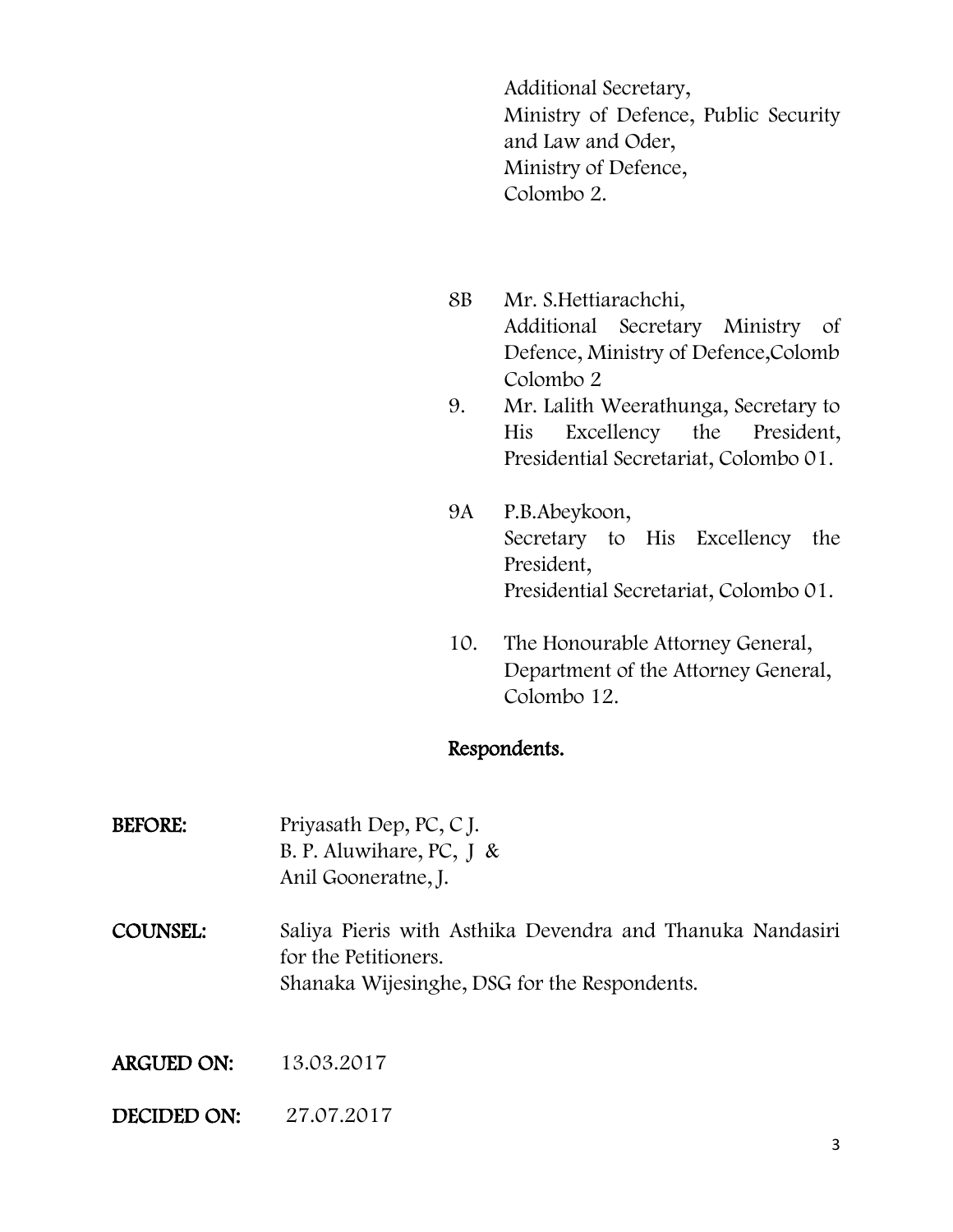Additional Secretary,
Ministry of Defence, Public Security and Law and Oder,
Ministry of Defence,
Colombo 2.

8B Mr. S.Hettiarachchi,
Additional Secretary Ministry of Defence, Ministry of Defence,Colomb Colombo 2

9. Mr. Lalith Weerathunga, Secretary to His Excellency the President, Presidential Secretariat, Colombo 01.

9A P.B.Abeykoon,
Secretary to His Excellency the President,
Presidential Secretariat, Colombo 01.

10. The Honourable Attorney General,
Department of the Attorney General,
Colombo 12.

**Respondents.**

**BEFORE:** Priyasath Dep, PC, C J.
B. P. Aluwihare, PC, J &
Anil Gooneratne, J.

**COUNSEL:** Saliya Pieris with Asthika Devendra and Thanuka Nandasiri for the Petitioners.
Shanaka Wijesinghe, DSG for the Respondents.

**ARGUED ON:** 13.03.2017

**DECIDED ON:** 27.07.2017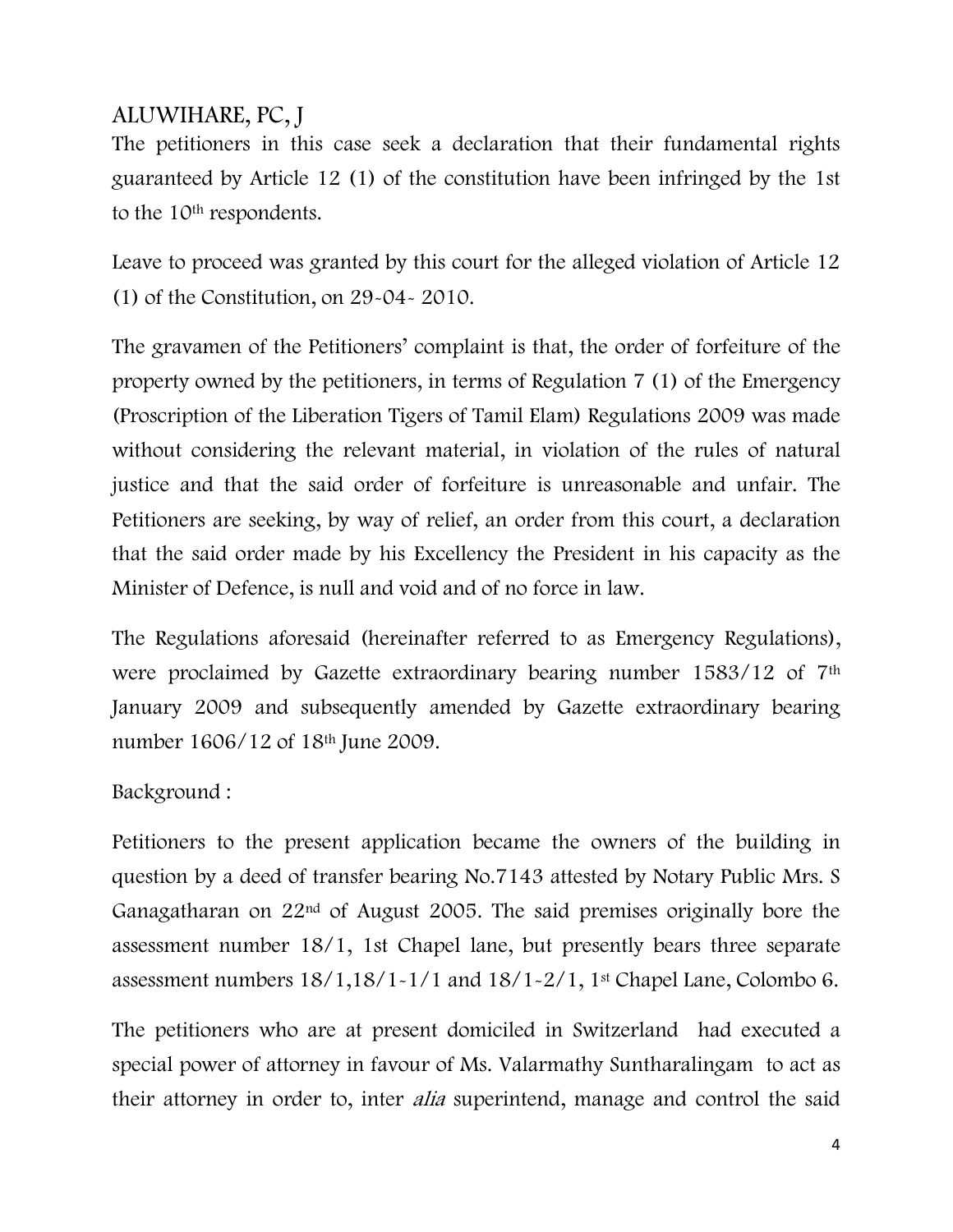## ALUWIHARE, PC, J

The petitioners in this case seek a declaration that their fundamental rights guaranteed by Article 12 (1) of the constitution have been infringed by the 1st to the 10th respondents.

Leave to proceed was granted by this court for the alleged violation of Article 12 (1) of the Constitution, on 29-04- 2010.

The gravamen of the Petitioners' complaint is that, the order of forfeiture of the property owned by the petitioners, in terms of Regulation 7 (1) of the Emergency (Proscription of the Liberation Tigers of Tamil Elam) Regulations 2009 was made without considering the relevant material, in violation of the rules of natural justice and that the said order of forfeiture is unreasonable and unfair. The Petitioners are seeking, by way of relief, an order from this court, a declaration that the said order made by his Excellency the President in his capacity as the Minister of Defence, is null and void and of no force in law.

The Regulations aforesaid (hereinafter referred to as Emergency Regulations), were proclaimed by Gazette extraordinary bearing number 1583/12 of 7th January 2009 and subsequently amended by Gazette extraordinary bearing number 1606/12 of 18th June 2009.

Background :

Petitioners to the present application became the owners of the building in question by a deed of transfer bearing No.7143 attested by Notary Public Mrs. S Ganagatharan on 22nd of August 2005. The said premises originally bore the assessment number 18/1, 1st Chapel lane, but presently bears three separate assessment numbers 18/1,18/1-1/1 and 18/1-2/1, 1st Chapel Lane, Colombo 6.

The petitioners who are at present domiciled in Switzerland had executed a special power of attorney in favour of Ms. Valarmathy Suntharalingam to act as their attorney in order to, inter *alia* superintend, manage and control the said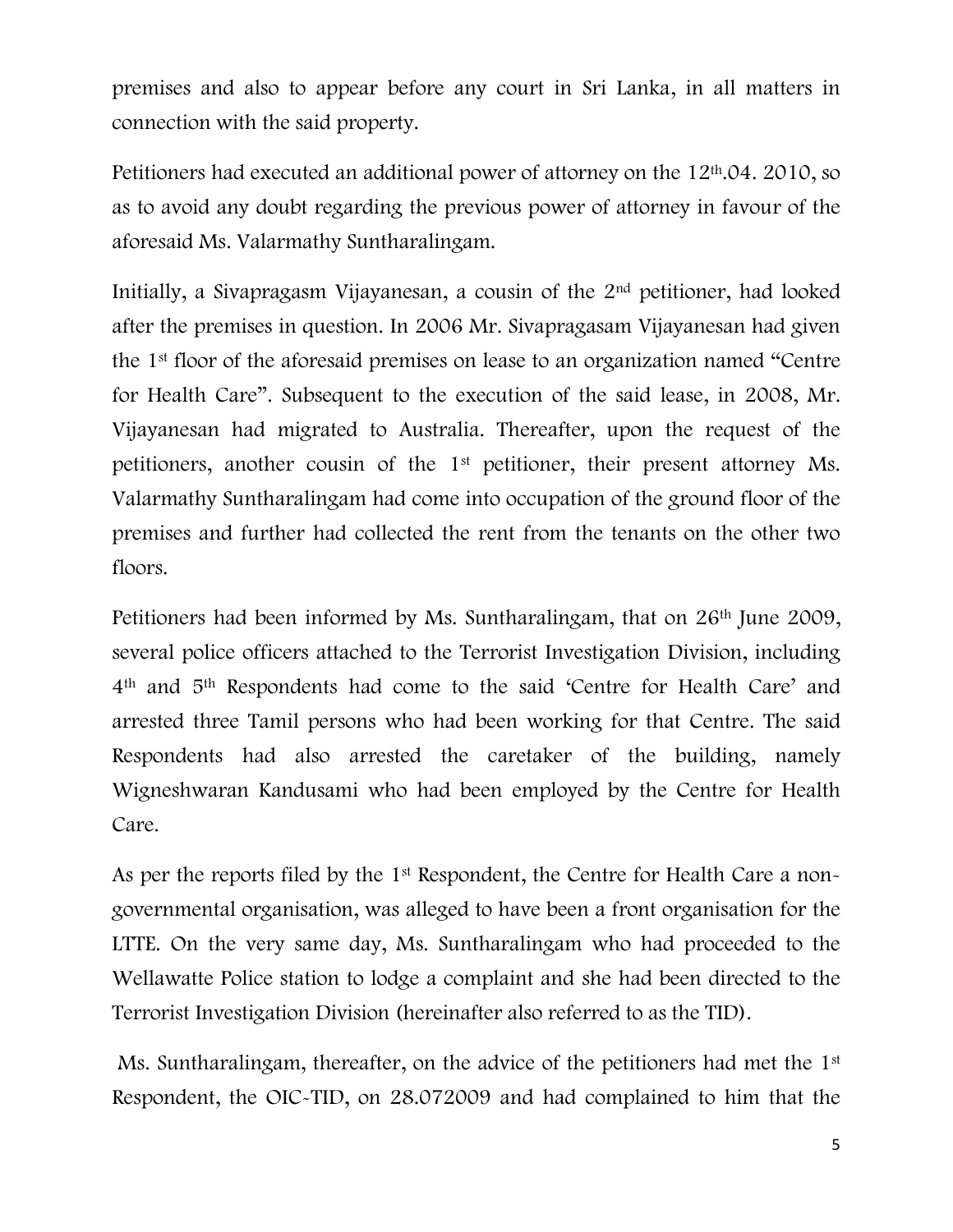premises and also to appear before any court in Sri Lanka, in all matters in connection with the said property.

Petitioners had executed an additional power of attorney on the 12th.04. 2010, so as to avoid any doubt regarding the previous power of attorney in favour of the aforesaid Ms. Valarmathy Suntharalingam.

Initially, a Sivapragasm Vijayanesan, a cousin of the 2nd petitioner, had looked after the premises in question. In 2006 Mr. Sivapragasam Vijayanesan had given the 1st floor of the aforesaid premises on lease to an organization named "Centre for Health Care". Subsequent to the execution of the said lease, in 2008, Mr. Vijayanesan had migrated to Australia. Thereafter, upon the request of the petitioners, another cousin of the 1st petitioner, their present attorney Ms. Valarmathy Suntharalingam had come into occupation of the ground floor of the premises and further had collected the rent from the tenants on the other two floors.

Petitioners had been informed by Ms. Suntharalingam, that on 26th June 2009, several police officers attached to the Terrorist Investigation Division, including 4th and 5th Respondents had come to the said 'Centre for Health Care' and arrested three Tamil persons who had been working for that Centre. The said Respondents had also arrested the caretaker of the building, namely Wigneshwaran Kandusami who had been employed by the Centre for Health Care.

As per the reports filed by the 1st Respondent, the Centre for Health Care a non-governmental organisation, was alleged to have been a front organisation for the LTTE. On the very same day, Ms. Suntharalingam who had proceeded to the Wellawatte Police station to lodge a complaint and she had been directed to the Terrorist Investigation Division (hereinafter also referred to as the TID).

Ms. Suntharalingam, thereafter, on the advice of the petitioners had met the 1st Respondent, the OIC-TID, on 28.072009 and had complained to him that the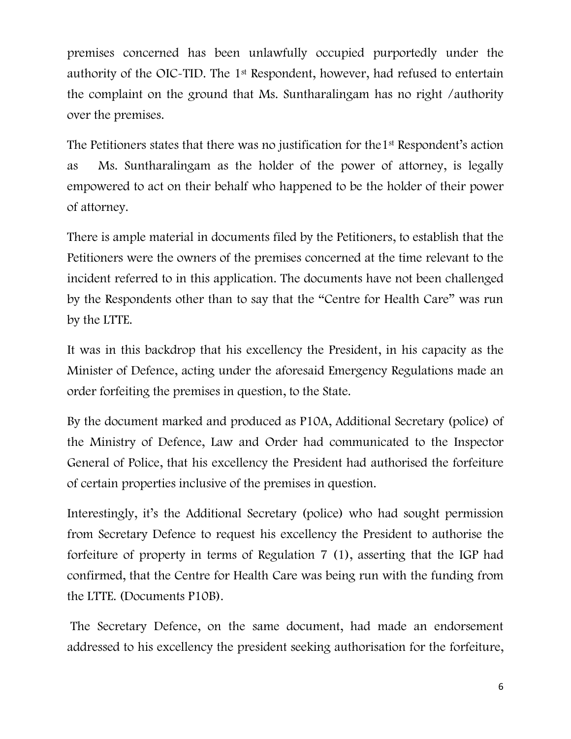premises concerned has been unlawfully occupied purportedly under the authority of the OIC-TID. The 1st Respondent, however, had refused to entertain the complaint on the ground that Ms. Suntharalingam has no right /authority over the premises.

The Petitioners states that there was no justification for the1st Respondent's action as Ms. Suntharalingam as the holder of the power of attorney, is legally empowered to act on their behalf who happened to be the holder of their power of attorney.

There is ample material in documents filed by the Petitioners, to establish that the Petitioners were the owners of the premises concerned at the time relevant to the incident referred to in this application. The documents have not been challenged by the Respondents other than to say that the "Centre for Health Care" was run by the LTTE.

It was in this backdrop that his excellency the President, in his capacity as the Minister of Defence, acting under the aforesaid Emergency Regulations made an order forfeiting the premises in question, to the State.

By the document marked and produced as P10A, Additional Secretary (police) of the Ministry of Defence, Law and Order had communicated to the Inspector General of Police, that his excellency the President had authorised the forfeiture of certain properties inclusive of the premises in question.

Interestingly, it's the Additional Secretary (police) who had sought permission from Secretary Defence to request his excellency the President to authorise the forfeiture of property in terms of Regulation 7 (1), asserting that the IGP had confirmed, that the Centre for Health Care was being run with the funding from the LTTE. (Documents P10B).

The Secretary Defence, on the same document, had made an endorsement addressed to his excellency the president seeking authorisation for the forfeiture,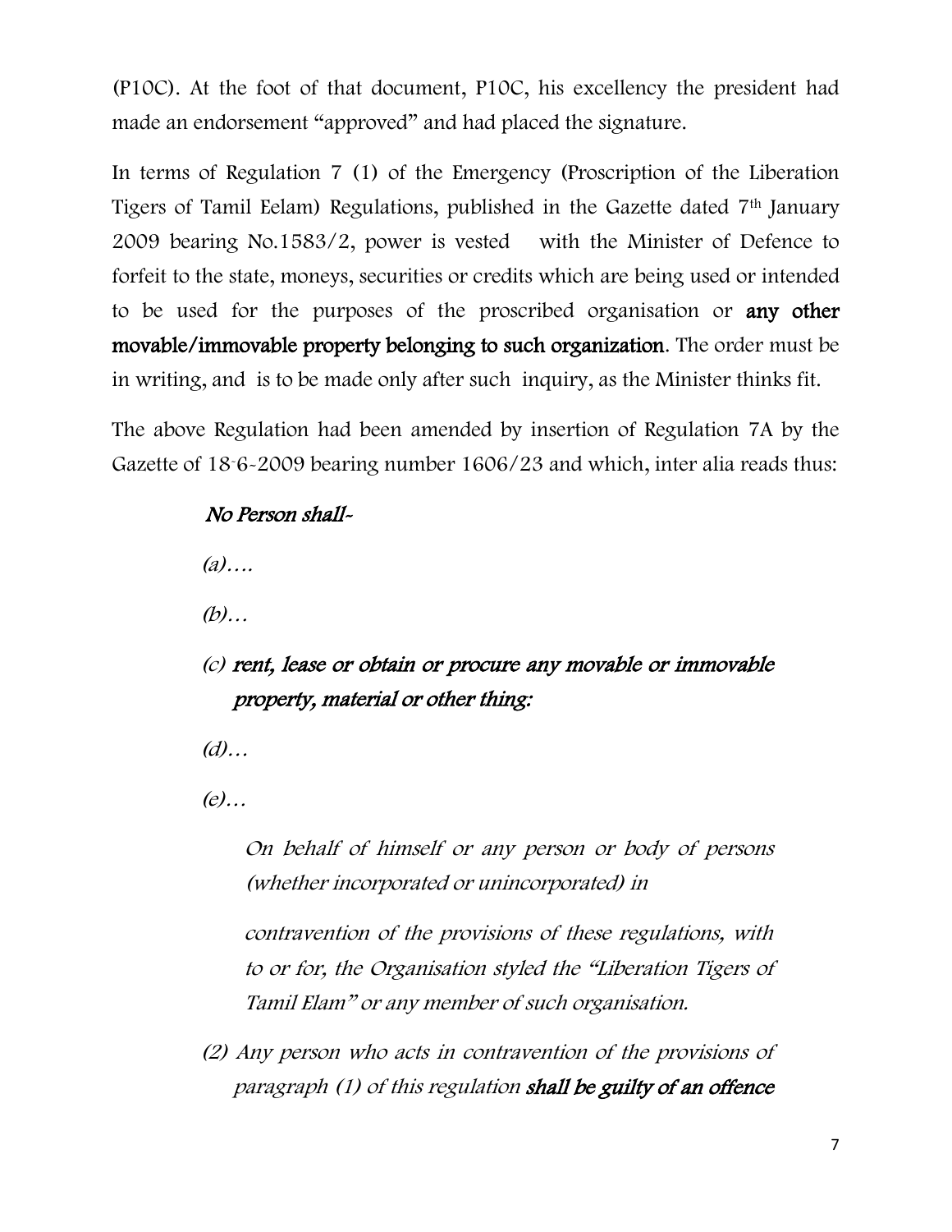(P10C). At the foot of that document, P10C, his excellency the president had made an endorsement "approved" and had placed the signature.

In terms of Regulation 7 (1) of the Emergency (Proscription of the Liberation Tigers of Tamil Eelam) Regulations, published in the Gazette dated 7th January 2009 bearing No.1583/2, power is vested with the Minister of Defence to forfeit to the state, moneys, securities or credits which are being used or intended to be used for the purposes of the proscribed organisation or **any other movable/immovable property belonging to such organization**. The order must be in writing, and is to be made only after such inquiry, as the Minister thinks fit.

The above Regulation had been amended by insertion of Regulation 7A by the Gazette of 18-6-2009 bearing number 1606/23 and which, inter alia reads thus:

> *No Person shall-*
>
> *(a)….*
>
> *(b)…*
>
> *(c)* ***rent, lease or obtain or procure any movable or immovable property, material or other thing:***
>
> *(d)…*
>
> *(e)…*
>
> *On behalf of himself or any person or body of persons (whether incorporated or unincorporated) in*
>
> *contravention of the provisions of these regulations, with to or for, the Organisation styled the "Liberation Tigers of Tamil Elam" or any member of such organisation.*
>
> *(2) Any person who acts in contravention of the provisions of paragraph (1) of this regulation* ***shall be guilty of an offence***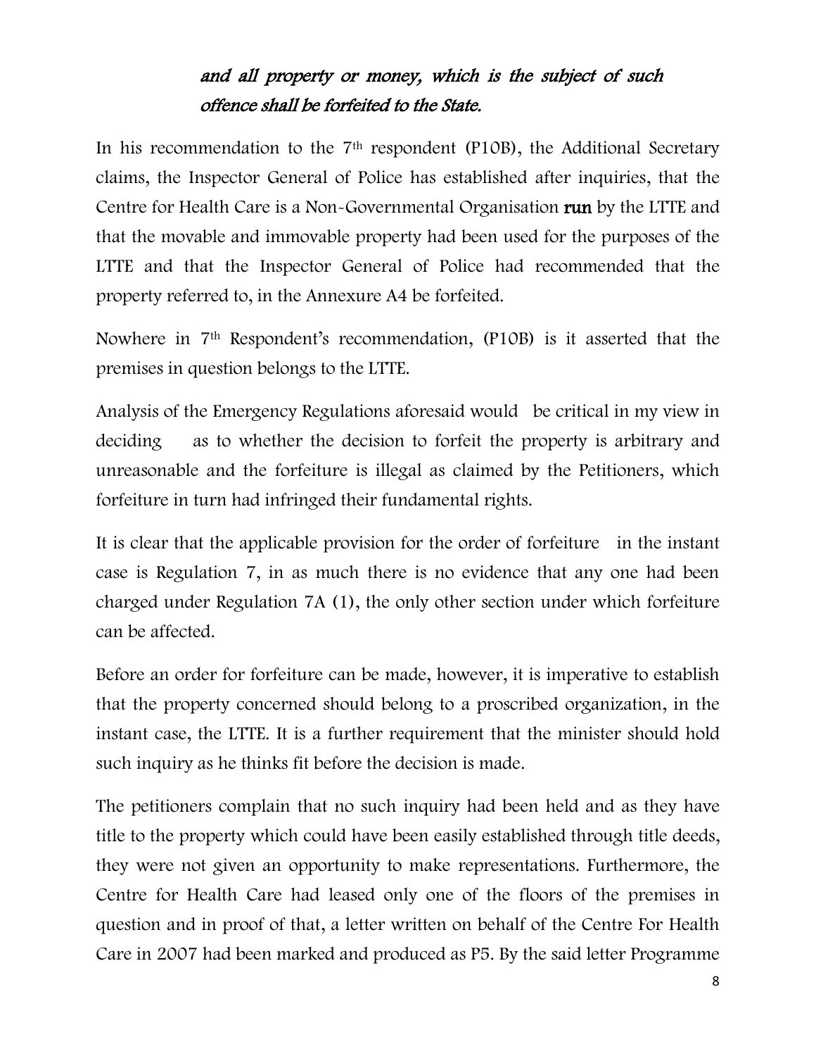*and all property or money, which is the subject of such offence shall be forfeited to the State.*

In his recommendation to the 7th respondent (P10B), the Additional Secretary claims, the Inspector General of Police has established after inquiries, that the Centre for Health Care is a Non-Governmental Organisation **run** by the LTTE and that the movable and immovable property had been used for the purposes of the LTTE and that the Inspector General of Police had recommended that the property referred to, in the Annexure A4 be forfeited.

Nowhere in 7th Respondent's recommendation, (P10B) is it asserted that the premises in question belongs to the LTTE.

Analysis of the Emergency Regulations aforesaid would be critical in my view in deciding as to whether the decision to forfeit the property is arbitrary and unreasonable and the forfeiture is illegal as claimed by the Petitioners, which forfeiture in turn had infringed their fundamental rights.

It is clear that the applicable provision for the order of forfeiture in the instant case is Regulation 7, in as much there is no evidence that any one had been charged under Regulation 7A (1), the only other section under which forfeiture can be affected.

Before an order for forfeiture can be made, however, it is imperative to establish that the property concerned should belong to a proscribed organization, in the instant case, the LTTE. It is a further requirement that the minister should hold such inquiry as he thinks fit before the decision is made.

The petitioners complain that no such inquiry had been held and as they have title to the property which could have been easily established through title deeds, they were not given an opportunity to make representations. Furthermore, the Centre for Health Care had leased only one of the floors of the premises in question and in proof of that, a letter written on behalf of the Centre For Health Care in 2007 had been marked and produced as P5. By the said letter Programme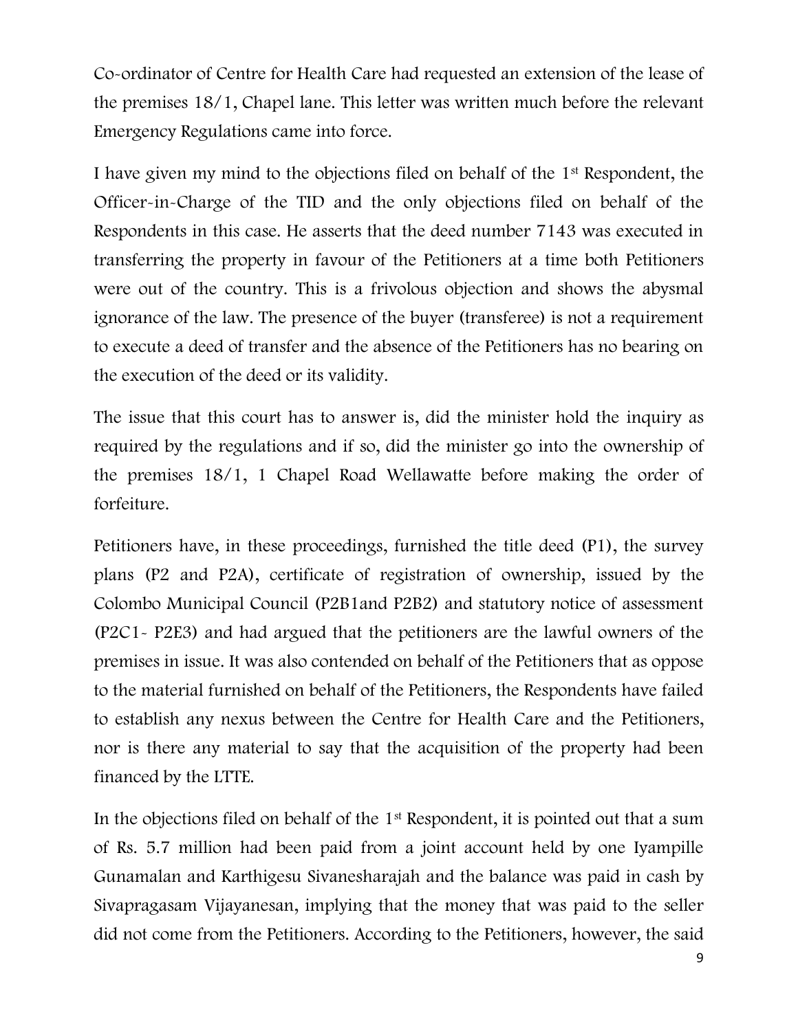Co-ordinator of Centre for Health Care had requested an extension of the lease of the premises 18/1, Chapel lane. This letter was written much before the relevant Emergency Regulations came into force.

I have given my mind to the objections filed on behalf of the 1st Respondent, the Officer-in-Charge of the TID and the only objections filed on behalf of the Respondents in this case. He asserts that the deed number 7143 was executed in transferring the property in favour of the Petitioners at a time both Petitioners were out of the country. This is a frivolous objection and shows the abysmal ignorance of the law. The presence of the buyer (transferee) is not a requirement to execute a deed of transfer and the absence of the Petitioners has no bearing on the execution of the deed or its validity.

The issue that this court has to answer is, did the minister hold the inquiry as required by the regulations and if so, did the minister go into the ownership of the premises 18/1, 1 Chapel Road Wellawatte before making the order of forfeiture.

Petitioners have, in these proceedings, furnished the title deed (P1), the survey plans (P2 and P2A), certificate of registration of ownership, issued by the Colombo Municipal Council (P2B1and P2B2) and statutory notice of assessment (P2C1- P2E3) and had argued that the petitioners are the lawful owners of the premises in issue. It was also contended on behalf of the Petitioners that as oppose to the material furnished on behalf of the Petitioners, the Respondents have failed to establish any nexus between the Centre for Health Care and the Petitioners, nor is there any material to say that the acquisition of the property had been financed by the LTTE.

In the objections filed on behalf of the 1st Respondent, it is pointed out that a sum of Rs. 5.7 million had been paid from a joint account held by one Iyampille Gunamalan and Karthigesu Sivanesharajah and the balance was paid in cash by Sivapragasam Vijayanesan, implying that the money that was paid to the seller did not come from the Petitioners. According to the Petitioners, however, the said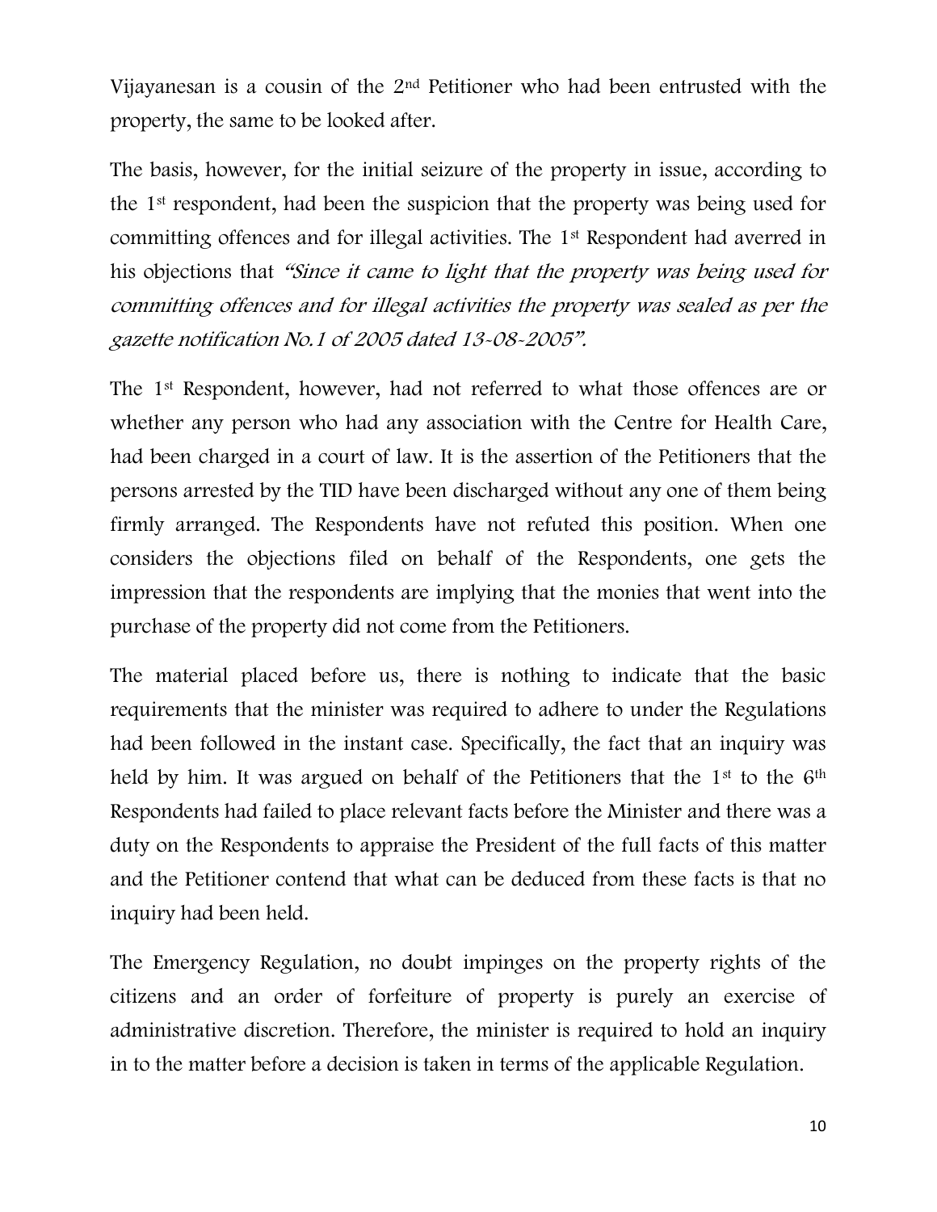Vijayanesan is a cousin of the 2nd Petitioner who had been entrusted with the property, the same to be looked after.

The basis, however, for the initial seizure of the property in issue, according to the 1st respondent, had been the suspicion that the property was being used for committing offences and for illegal activities. The 1st Respondent had averred in his objections that *"Since it came to light that the property was being used for committing offences and for illegal activities the property was sealed as per the gazette notification No.1 of 2005 dated 13-08-2005".*

The 1st Respondent, however, had not referred to what those offences are or whether any person who had any association with the Centre for Health Care, had been charged in a court of law. It is the assertion of the Petitioners that the persons arrested by the TID have been discharged without any one of them being firmly arranged. The Respondents have not refuted this position. When one considers the objections filed on behalf of the Respondents, one gets the impression that the respondents are implying that the monies that went into the purchase of the property did not come from the Petitioners.

The material placed before us, there is nothing to indicate that the basic requirements that the minister was required to adhere to under the Regulations had been followed in the instant case. Specifically, the fact that an inquiry was held by him. It was argued on behalf of the Petitioners that the 1st to the 6th Respondents had failed to place relevant facts before the Minister and there was a duty on the Respondents to appraise the President of the full facts of this matter and the Petitioner contend that what can be deduced from these facts is that no inquiry had been held.

The Emergency Regulation, no doubt impinges on the property rights of the citizens and an order of forfeiture of property is purely an exercise of administrative discretion. Therefore, the minister is required to hold an inquiry in to the matter before a decision is taken in terms of the applicable Regulation.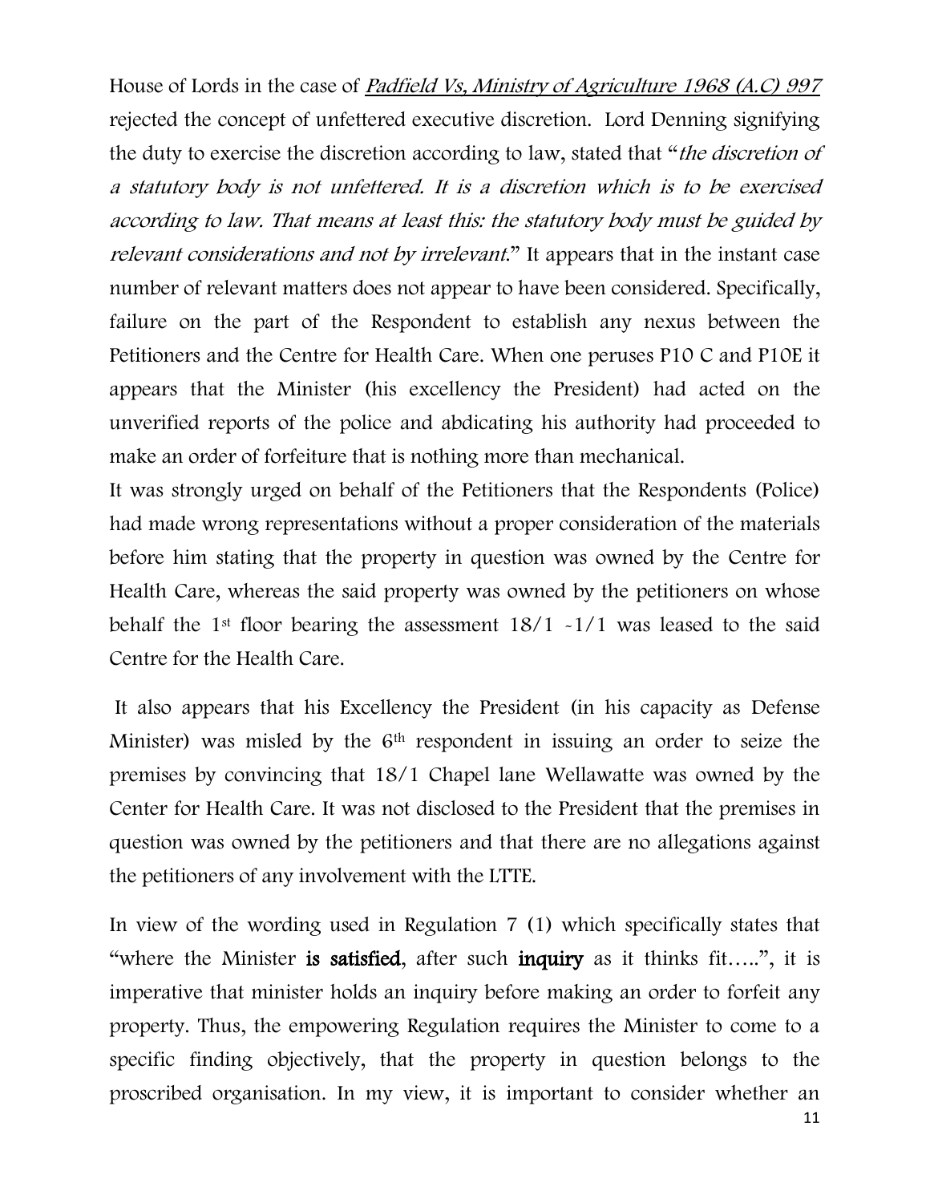House of Lords in the case of *Padfield Vs, Ministry of Agriculture 1968 (A.C) 997* rejected the concept of unfettered executive discretion. Lord Denning signifying the duty to exercise the discretion according to law, stated that "*the discretion of a statutory body is not unfettered. It is a discretion which is to be exercised according to law. That means at least this: the statutory body must be guided by relevant considerations and not by irrelevant*." It appears that in the instant case number of relevant matters does not appear to have been considered. Specifically, failure on the part of the Respondent to establish any nexus between the Petitioners and the Centre for Health Care. When one peruses P10 C and P10E it appears that the Minister (his excellency the President) had acted on the unverified reports of the police and abdicating his authority had proceeded to make an order of forfeiture that is nothing more than mechanical.

It was strongly urged on behalf of the Petitioners that the Respondents (Police) had made wrong representations without a proper consideration of the materials before him stating that the property in question was owned by the Centre for Health Care, whereas the said property was owned by the petitioners on whose behalf the 1st floor bearing the assessment 18/1 -1/1 was leased to the said Centre for the Health Care.

It also appears that his Excellency the President (in his capacity as Defense Minister) was misled by the 6th respondent in issuing an order to seize the premises by convincing that 18/1 Chapel lane Wellawatte was owned by the Center for Health Care. It was not disclosed to the President that the premises in question was owned by the petitioners and that there are no allegations against the petitioners of any involvement with the LTTE.

In view of the wording used in Regulation 7 (1) which specifically states that "where the Minister **is satisfied**, after such **inquiry** as it thinks fit…..", it is imperative that minister holds an inquiry before making an order to forfeit any property. Thus, the empowering Regulation requires the Minister to come to a specific finding objectively, that the property in question belongs to the proscribed organisation. In my view, it is important to consider whether an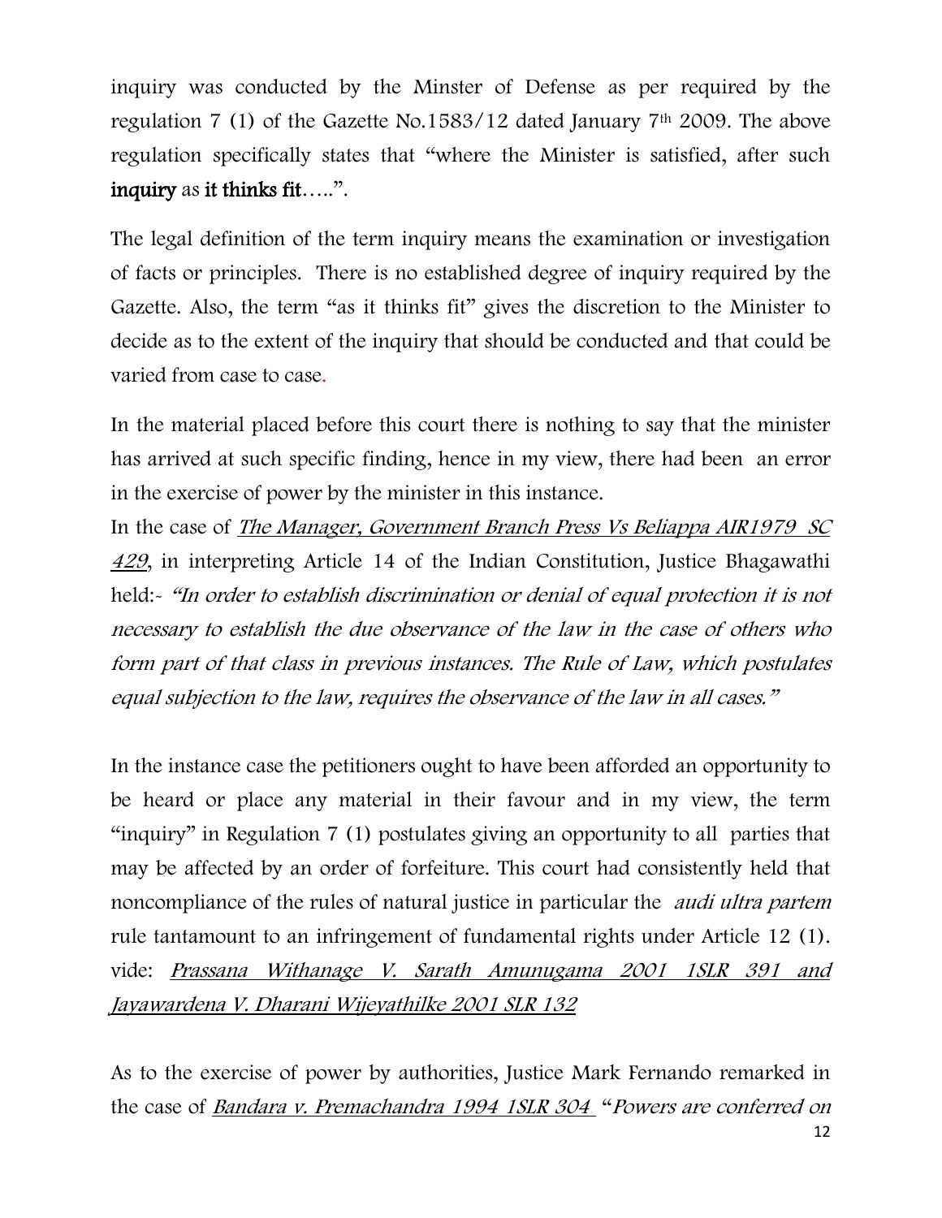inquiry was conducted by the Minster of Defense as per required by the regulation 7 (1) of the Gazette No.1583/12 dated January 7th 2009. The above regulation specifically states that "where the Minister is satisfied, after such **inquiry** as **it thinks fit**…..".

The legal definition of the term inquiry means the examination or investigation of facts or principles. There is no established degree of inquiry required by the Gazette. Also, the term "as it thinks fit" gives the discretion to the Minister to decide as to the extent of the inquiry that should be conducted and that could be varied from case to case.

In the material placed before this court there is nothing to say that the minister has arrived at such specific finding, hence in my view, there had been an error in the exercise of power by the minister in this instance.

In the case of *The Manager, Government Branch Press Vs Beliappa AIR1979 SC 429*, in interpreting Article 14 of the Indian Constitution, Justice Bhagawathi held:- *"In order to establish discrimination or denial of equal protection it is not necessary to establish the due observance of the law in the case of others who form part of that class in previous instances. The Rule of Law, which postulates equal subjection to the law, requires the observance of the law in all cases."*

In the instance case the petitioners ought to have been afforded an opportunity to be heard or place any material in their favour and in my view, the term "inquiry" in Regulation 7 (1) postulates giving an opportunity to all parties that may be affected by an order of forfeiture. This court had consistently held that noncompliance of the rules of natural justice in particular the *audi ultra partem* rule tantamount to an infringement of fundamental rights under Article 12 (1). vide: *Prassana Withanage V. Sarath Amunugama 2001 1SLR 391 and Jayawardena V. Dharani Wijeyathilke 2001 SLR 132*

As to the exercise of power by authorities, Justice Mark Fernando remarked in the case of *Bandara v. Premachandra 1994 1SLR 304* "*Powers are conferred on*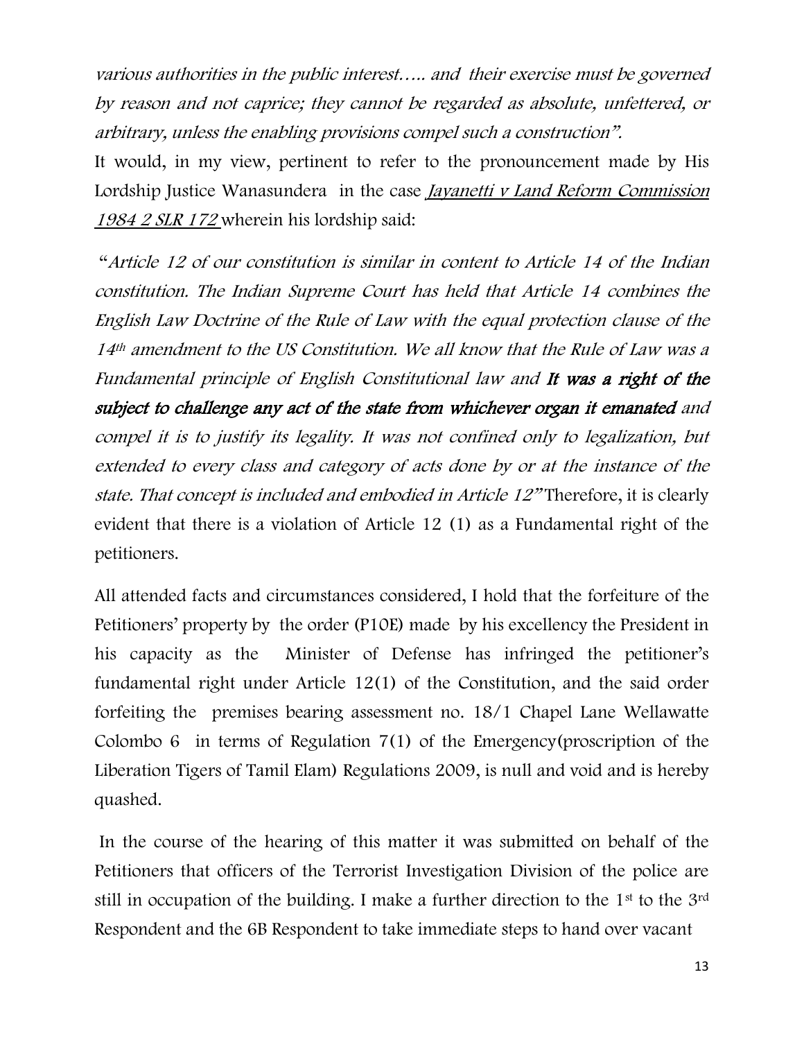*various authorities in the public interest….. and their exercise must be governed by reason and not caprice; they cannot be regarded as absolute, unfettered, or arbitrary, unless the enabling provisions compel such a construction".*

It would, in my view, pertinent to refer to the pronouncement made by His Lordship Justice Wanasundera in the case *Jayanetti v Land Reform Commission 1984 2 SLR 172* wherein his lordship said:

"*Article 12 of our constitution is similar in content to Article 14 of the Indian constitution. The Indian Supreme Court has held that Article 14 combines the English Law Doctrine of the Rule of Law with the equal protection clause of the 14th amendment to the US Constitution. We all know that the Rule of Law was a Fundamental principle of English Constitutional law and* ***It was a right of the subject to challenge any act of the state from whichever organ it emanated*** *and compel it is to justify its legality. It was not confined only to legalization, but extended to every class and category of acts done by or at the instance of the state. That concept is included and embodied in Article 12"* Therefore, it is clearly evident that there is a violation of Article 12 (1) as a Fundamental right of the petitioners.

All attended facts and circumstances considered, I hold that the forfeiture of the Petitioners' property by the order (P10E) made by his excellency the President in his capacity as the Minister of Defense has infringed the petitioner's fundamental right under Article 12(1) of the Constitution, and the said order forfeiting the premises bearing assessment no. 18/1 Chapel Lane Wellawatte Colombo 6 in terms of Regulation 7(1) of the Emergency(proscription of the Liberation Tigers of Tamil Elam) Regulations 2009, is null and void and is hereby quashed.

In the course of the hearing of this matter it was submitted on behalf of the Petitioners that officers of the Terrorist Investigation Division of the police are still in occupation of the building. I make a further direction to the 1st to the 3rd Respondent and the 6B Respondent to take immediate steps to hand over vacant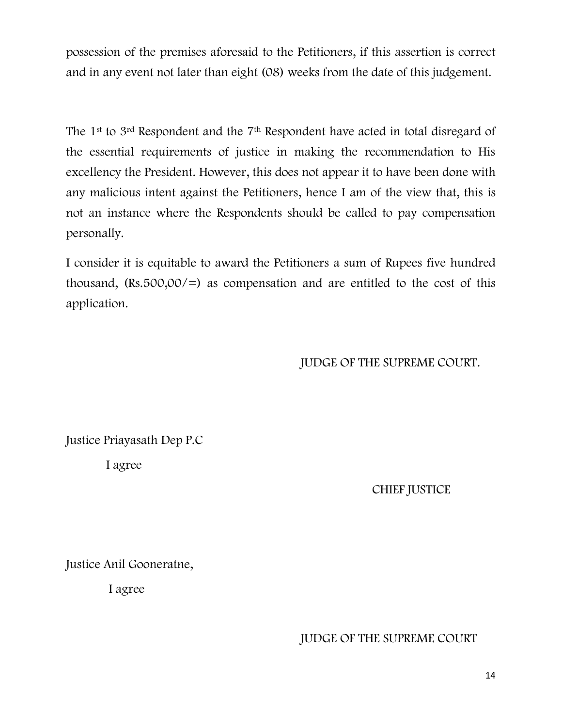possession of the premises aforesaid to the Petitioners, if this assertion is correct and in any event not later than eight (08) weeks from the date of this judgement.

The 1st to 3rd Respondent and the 7th Respondent have acted in total disregard of the essential requirements of justice in making the recommendation to His excellency the President. However, this does not appear it to have been done with any malicious intent against the Petitioners, hence I am of the view that, this is not an instance where the Respondents should be called to pay compensation personally.

I consider it is equitable to award the Petitioners a sum of Rupees five hundred thousand, (Rs.500,00/=) as compensation and are entitled to the cost of this application.

JUDGE OF THE SUPREME COURT.

Justice Priayasath Dep P.C

I agree

CHIEF JUSTICE

Justice Anil Gooneratne,

I agree

JUDGE OF THE SUPREME COURT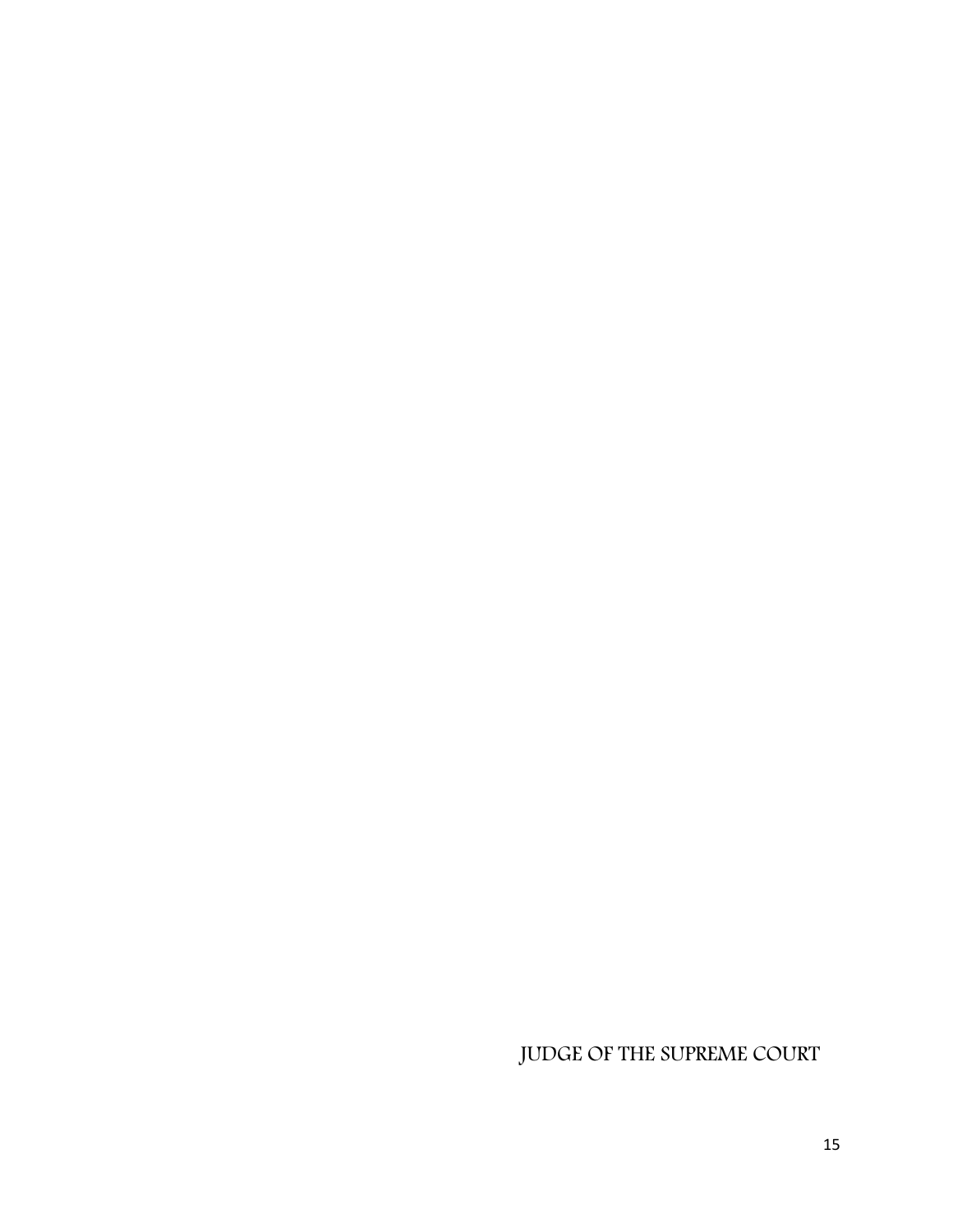JUDGE OF THE SUPREME COURT